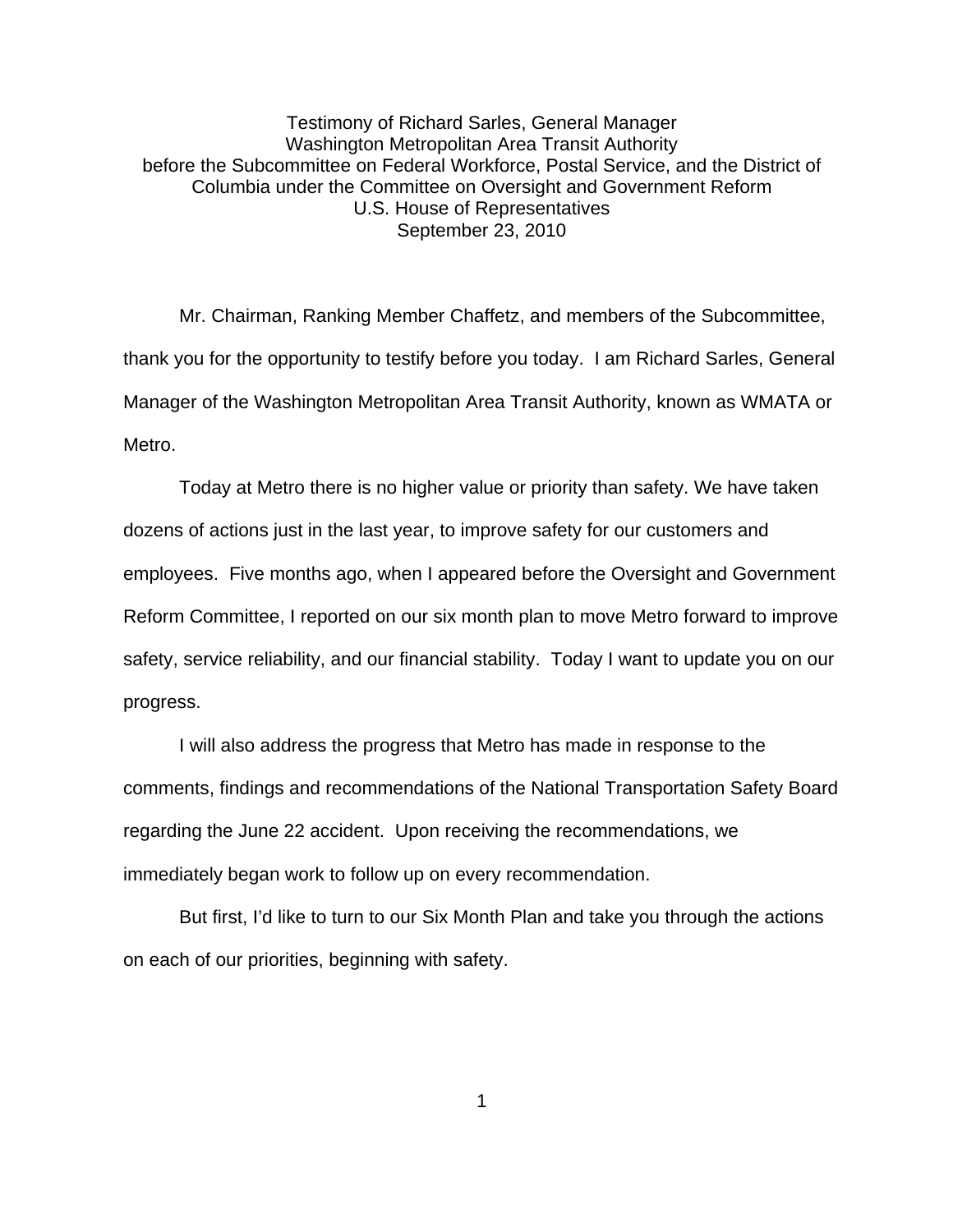Testimony of Richard Sarles, General Manager
Washington Metropolitan Area Transit Authority
before the Subcommittee on Federal Workforce, Postal Service, and the District of Columbia under the Committee on Oversight and Government Reform
U.S. House of Representatives
September 23, 2010

Mr. Chairman, Ranking Member Chaffetz, and members of the Subcommittee, thank you for the opportunity to testify before you today. I am Richard Sarles, General Manager of the Washington Metropolitan Area Transit Authority, known as WMATA or Metro.

Today at Metro there is no higher value or priority than safety. We have taken dozens of actions just in the last year, to improve safety for our customers and employees. Five months ago, when I appeared before the Oversight and Government Reform Committee, I reported on our six month plan to move Metro forward to improve safety, service reliability, and our financial stability. Today I want to update you on our progress.

I will also address the progress that Metro has made in response to the comments, findings and recommendations of the National Transportation Safety Board regarding the June 22 accident. Upon receiving the recommendations, we immediately began work to follow up on every recommendation.

But first, I'd like to turn to our Six Month Plan and take you through the actions on each of our priorities, beginning with safety.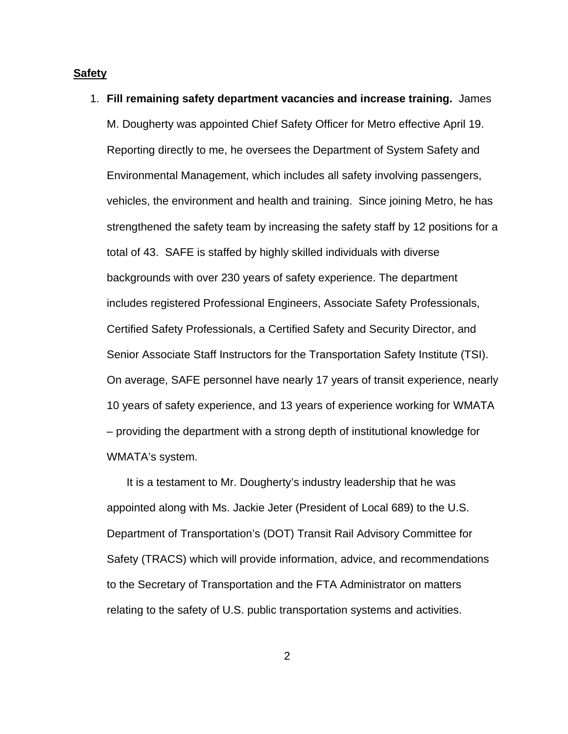**Safety**

1. **Fill remaining safety department vacancies and increase training.** James M. Dougherty was appointed Chief Safety Officer for Metro effective April 19. Reporting directly to me, he oversees the Department of System Safety and Environmental Management, which includes all safety involving passengers, vehicles, the environment and health and training. Since joining Metro, he has strengthened the safety team by increasing the safety staff by 12 positions for a total of 43. SAFE is staffed by highly skilled individuals with diverse backgrounds with over 230 years of safety experience. The department includes registered Professional Engineers, Associate Safety Professionals, Certified Safety Professionals, a Certified Safety and Security Director, and Senior Associate Staff Instructors for the Transportation Safety Institute (TSI). On average, SAFE personnel have nearly 17 years of transit experience, nearly 10 years of safety experience, and 13 years of experience working for WMATA – providing the department with a strong depth of institutional knowledge for WMATA's system.

   It is a testament to Mr. Dougherty's industry leadership that he was appointed along with Ms. Jackie Jeter (President of Local 689) to the U.S. Department of Transportation's (DOT) Transit Rail Advisory Committee for Safety (TRACS) which will provide information, advice, and recommendations to the Secretary of Transportation and the FTA Administrator on matters relating to the safety of U.S. public transportation systems and activities.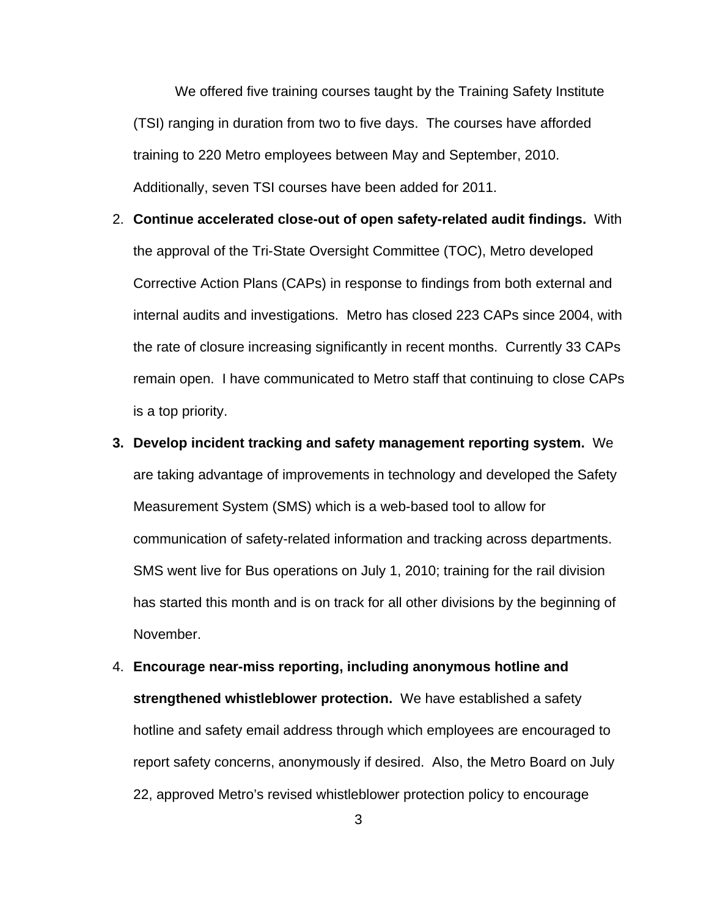We offered five training courses taught by the Training Safety Institute (TSI) ranging in duration from two to five days. The courses have afforded training to 220 Metro employees between May and September, 2010. Additionally, seven TSI courses have been added for 2011.

2. **Continue accelerated close-out of open safety-related audit findings.** With the approval of the Tri-State Oversight Committee (TOC), Metro developed Corrective Action Plans (CAPs) in response to findings from both external and internal audits and investigations. Metro has closed 223 CAPs since 2004, with the rate of closure increasing significantly in recent months. Currently 33 CAPs remain open. I have communicated to Metro staff that continuing to close CAPs is a top priority.

3. **Develop incident tracking and safety management reporting system.** We are taking advantage of improvements in technology and developed the Safety Measurement System (SMS) which is a web-based tool to allow for communication of safety-related information and tracking across departments. SMS went live for Bus operations on July 1, 2010; training for the rail division has started this month and is on track for all other divisions by the beginning of November.

4. **Encourage near-miss reporting, including anonymous hotline and strengthened whistleblower protection.** We have established a safety hotline and safety email address through which employees are encouraged to report safety concerns, anonymously if desired. Also, the Metro Board on July 22, approved Metro's revised whistleblower protection policy to encourage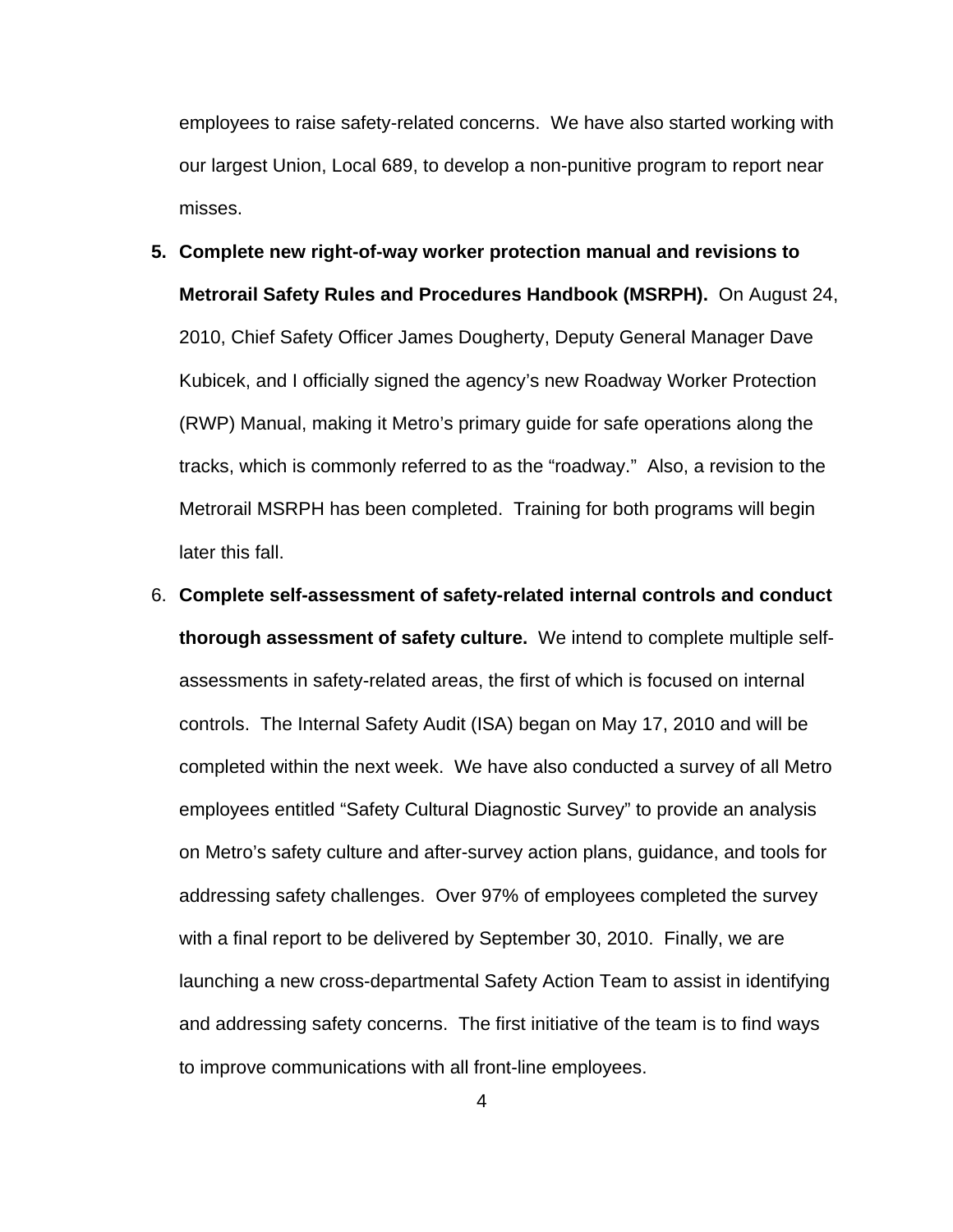employees to raise safety-related concerns. We have also started working with our largest Union, Local 689, to develop a non-punitive program to report near misses.

5. **Complete new right-of-way worker protection manual and revisions to Metrorail Safety Rules and Procedures Handbook (MSRPH).** On August 24, 2010, Chief Safety Officer James Dougherty, Deputy General Manager Dave Kubicek, and I officially signed the agency's new Roadway Worker Protection (RWP) Manual, making it Metro's primary guide for safe operations along the tracks, which is commonly referred to as the "roadway." Also, a revision to the Metrorail MSRPH has been completed. Training for both programs will begin later this fall.

6. **Complete self-assessment of safety-related internal controls and conduct thorough assessment of safety culture.** We intend to complete multiple self-assessments in safety-related areas, the first of which is focused on internal controls. The Internal Safety Audit (ISA) began on May 17, 2010 and will be completed within the next week. We have also conducted a survey of all Metro employees entitled "Safety Cultural Diagnostic Survey" to provide an analysis on Metro's safety culture and after-survey action plans, guidance, and tools for addressing safety challenges. Over 97% of employees completed the survey with a final report to be delivered by September 30, 2010. Finally, we are launching a new cross-departmental Safety Action Team to assist in identifying and addressing safety concerns. The first initiative of the team is to find ways to improve communications with all front-line employees.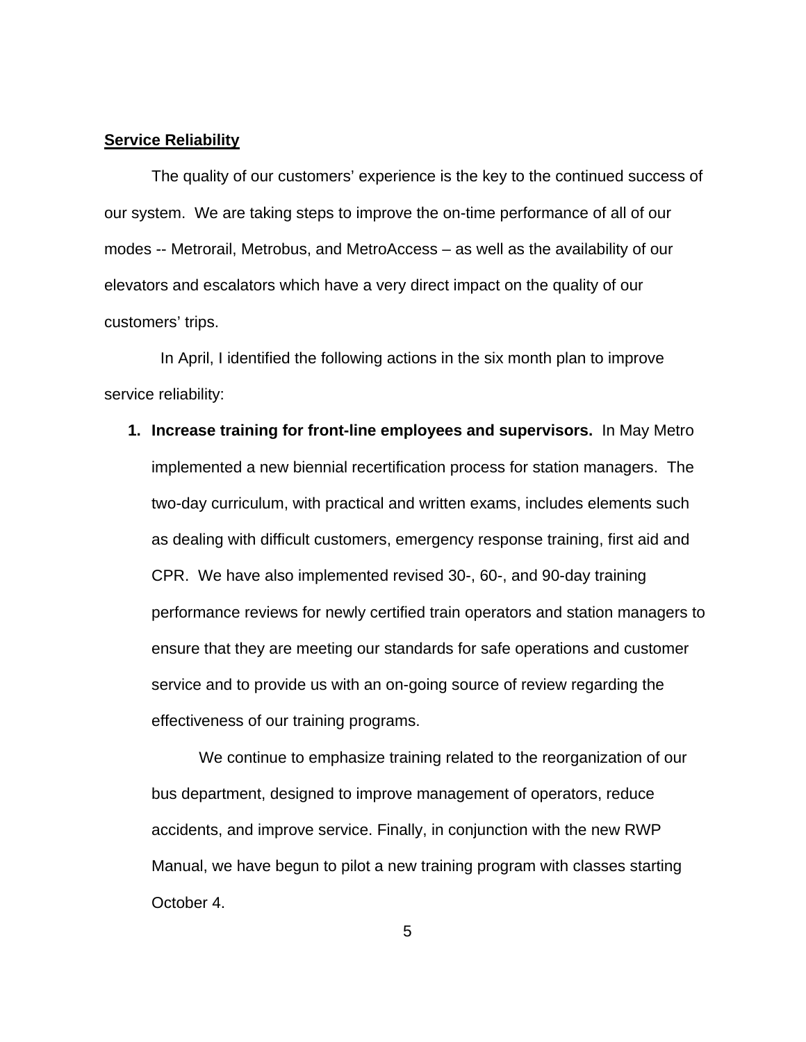**Service Reliability**

The quality of our customers' experience is the key to the continued success of our system. We are taking steps to improve the on-time performance of all of our modes -- Metrorail, Metrobus, and MetroAccess – as well as the availability of our elevators and escalators which have a very direct impact on the quality of our customers' trips.

In April, I identified the following actions in the six month plan to improve service reliability:

1. **Increase training for front-line employees and supervisors.** In May Metro implemented a new biennial recertification process for station managers. The two-day curriculum, with practical and written exams, includes elements such as dealing with difficult customers, emergency response training, first aid and CPR. We have also implemented revised 30-, 60-, and 90-day training performance reviews for newly certified train operators and station managers to ensure that they are meeting our standards for safe operations and customer service and to provide us with an on-going source of review regarding the effectiveness of our training programs.

   We continue to emphasize training related to the reorganization of our bus department, designed to improve management of operators, reduce accidents, and improve service. Finally, in conjunction with the new RWP Manual, we have begun to pilot a new training program with classes starting October 4.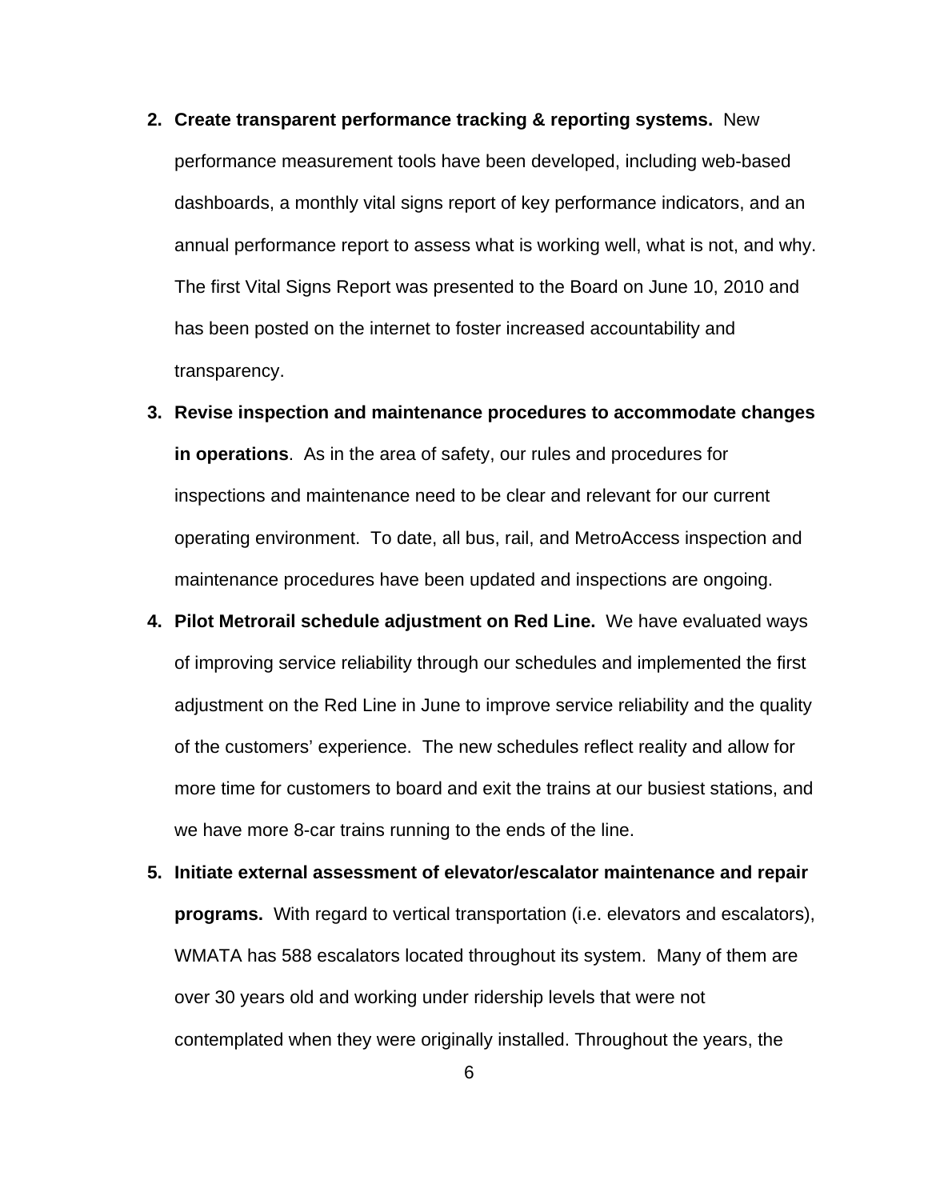2. **Create transparent performance tracking & reporting systems.** New performance measurement tools have been developed, including web-based dashboards, a monthly vital signs report of key performance indicators, and an annual performance report to assess what is working well, what is not, and why. The first Vital Signs Report was presented to the Board on June 10, 2010 and has been posted on the internet to foster increased accountability and transparency.

3. **Revise inspection and maintenance procedures to accommodate changes in operations**. As in the area of safety, our rules and procedures for inspections and maintenance need to be clear and relevant for our current operating environment. To date, all bus, rail, and MetroAccess inspection and maintenance procedures have been updated and inspections are ongoing.

4. **Pilot Metrorail schedule adjustment on Red Line.** We have evaluated ways of improving service reliability through our schedules and implemented the first adjustment on the Red Line in June to improve service reliability and the quality of the customers' experience. The new schedules reflect reality and allow for more time for customers to board and exit the trains at our busiest stations, and we have more 8-car trains running to the ends of the line.

5. **Initiate external assessment of elevator/escalator maintenance and repair programs.** With regard to vertical transportation (i.e. elevators and escalators), WMATA has 588 escalators located throughout its system. Many of them are over 30 years old and working under ridership levels that were not contemplated when they were originally installed. Throughout the years, the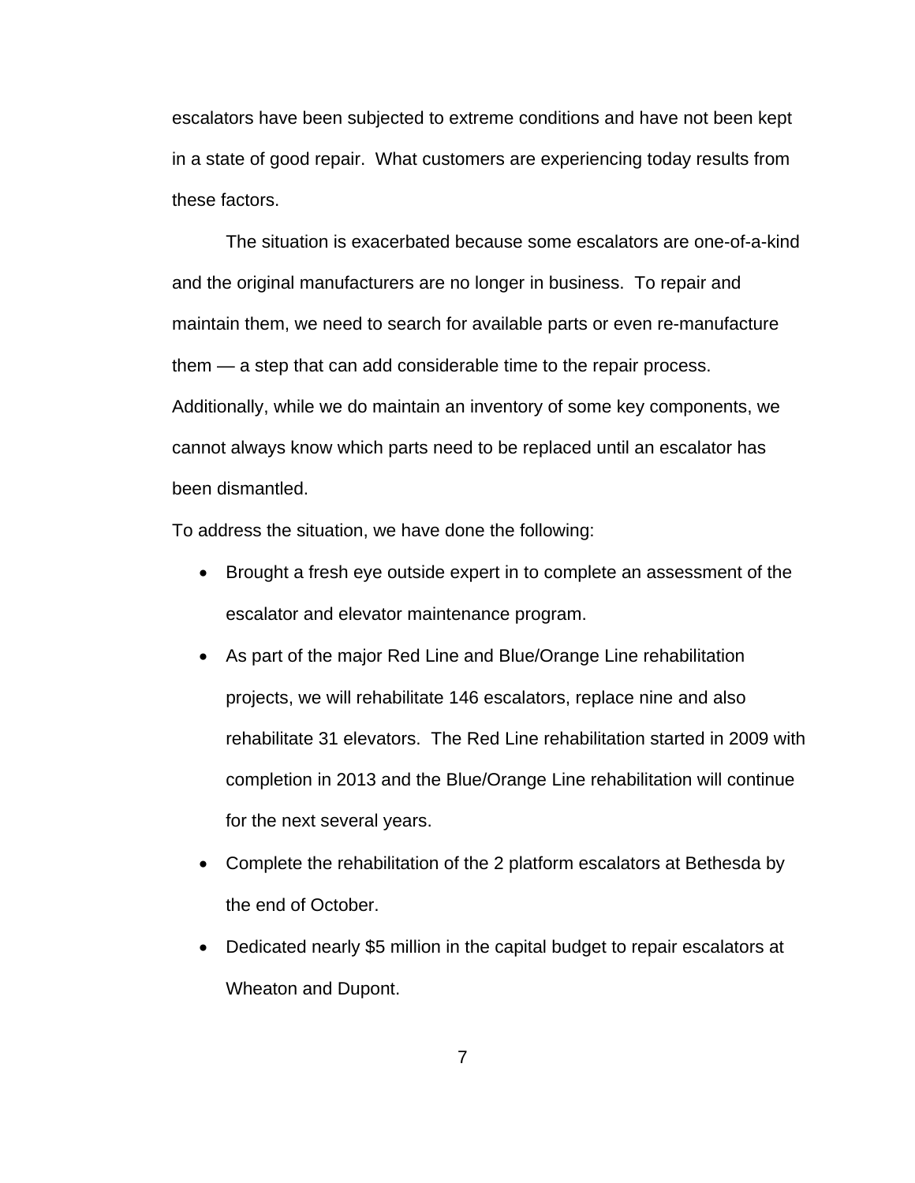escalators have been subjected to extreme conditions and have not been kept in a state of good repair. What customers are experiencing today results from these factors.

The situation is exacerbated because some escalators are one-of-a-kind and the original manufacturers are no longer in business. To repair and maintain them, we need to search for available parts or even re-manufacture them — a step that can add considerable time to the repair process. Additionally, while we do maintain an inventory of some key components, we cannot always know which parts need to be replaced until an escalator has been dismantled.

To address the situation, we have done the following:

- Brought a fresh eye outside expert in to complete an assessment of the escalator and elevator maintenance program.
- As part of the major Red Line and Blue/Orange Line rehabilitation projects, we will rehabilitate 146 escalators, replace nine and also rehabilitate 31 elevators. The Red Line rehabilitation started in 2009 with completion in 2013 and the Blue/Orange Line rehabilitation will continue for the next several years.
- Complete the rehabilitation of the 2 platform escalators at Bethesda by the end of October.
- Dedicated nearly $5 million in the capital budget to repair escalators at Wheaton and Dupont.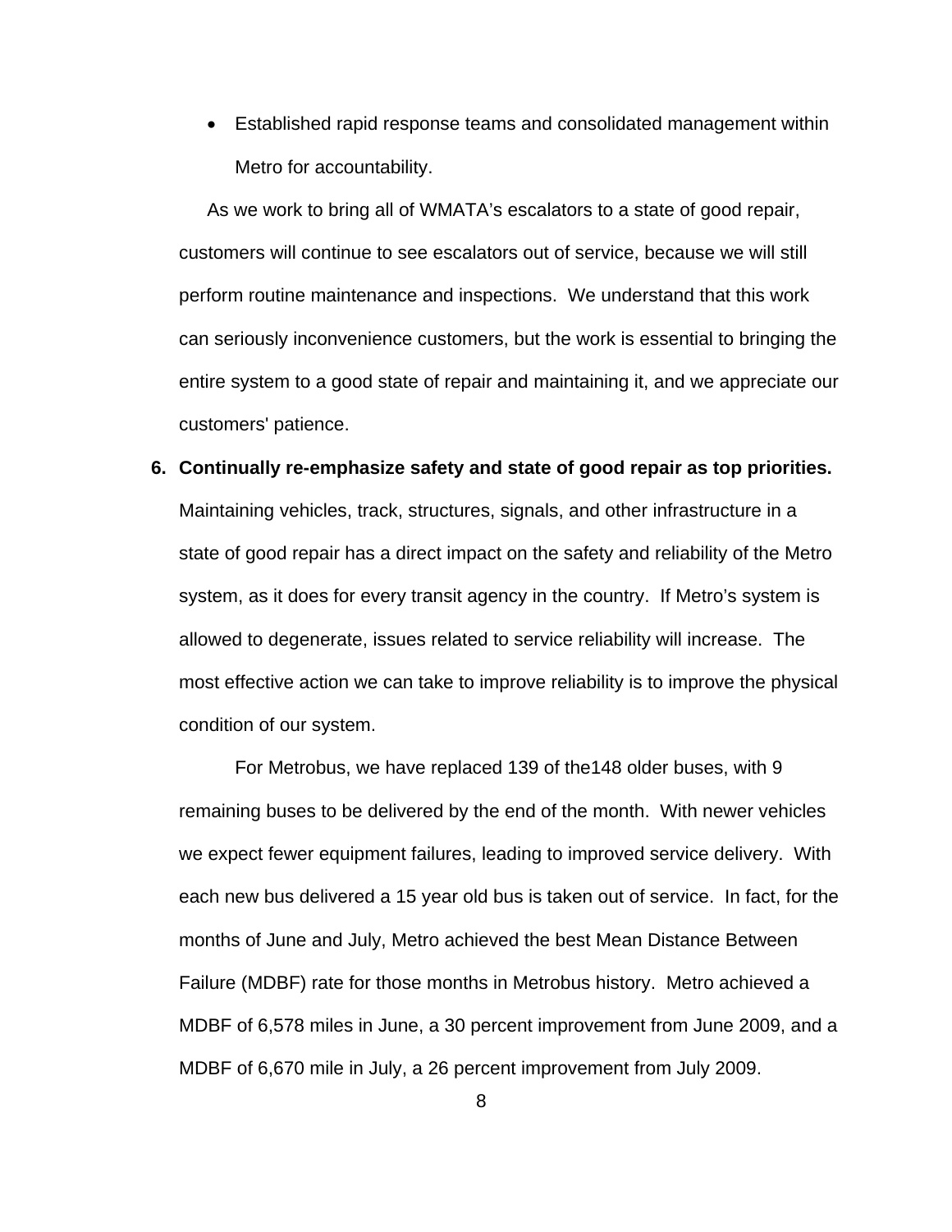- Established rapid response teams and consolidated management within Metro for accountability.

As we work to bring all of WMATA's escalators to a state of good repair, customers will continue to see escalators out of service, because we will still perform routine maintenance and inspections. We understand that this work can seriously inconvenience customers, but the work is essential to bringing the entire system to a good state of repair and maintaining it, and we appreciate our customers' patience.

6. **Continually re-emphasize safety and state of good repair as top priorities.** Maintaining vehicles, track, structures, signals, and other infrastructure in a state of good repair has a direct impact on the safety and reliability of the Metro system, as it does for every transit agency in the country. If Metro's system is allowed to degenerate, issues related to service reliability will increase. The most effective action we can take to improve reliability is to improve the physical condition of our system.

   For Metrobus, we have replaced 139 of the148 older buses, with 9 remaining buses to be delivered by the end of the month. With newer vehicles we expect fewer equipment failures, leading to improved service delivery. With each new bus delivered a 15 year old bus is taken out of service. In fact, for the months of June and July, Metro achieved the best Mean Distance Between Failure (MDBF) rate for those months in Metrobus history. Metro achieved a MDBF of 6,578 miles in June, a 30 percent improvement from June 2009, and a MDBF of 6,670 mile in July, a 26 percent improvement from July 2009.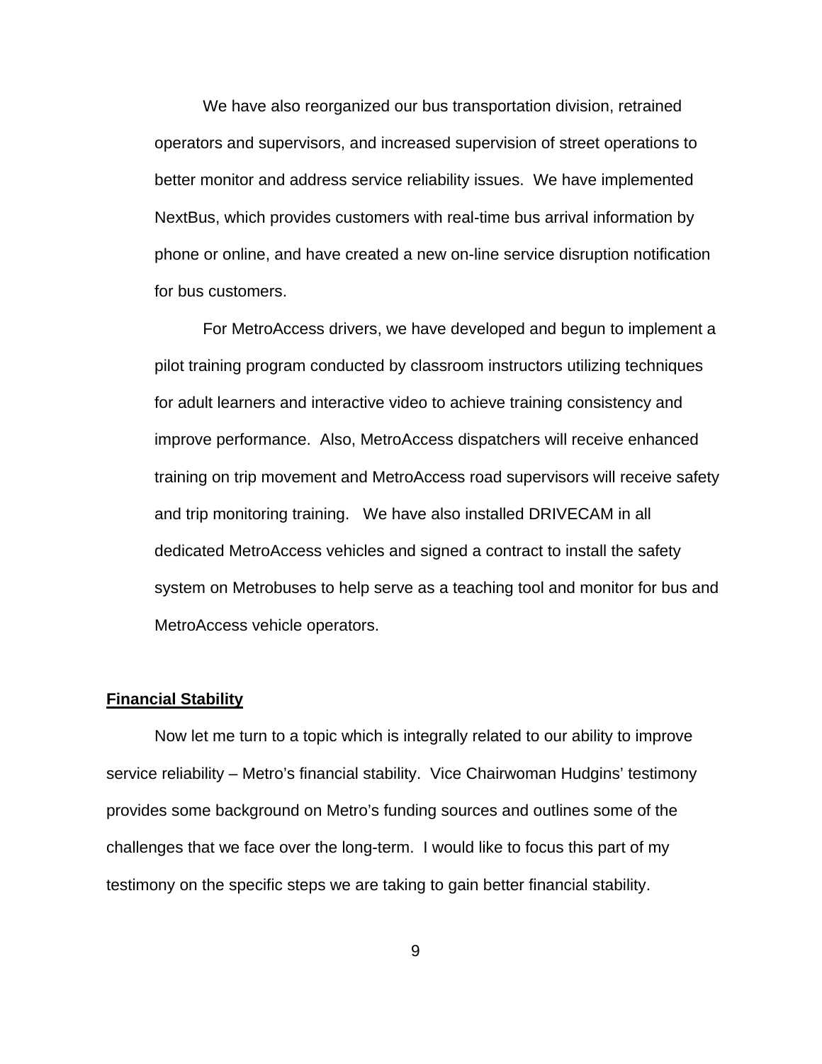We have also reorganized our bus transportation division, retrained operators and supervisors, and increased supervision of street operations to better monitor and address service reliability issues. We have implemented NextBus, which provides customers with real-time bus arrival information by phone or online, and have created a new on-line service disruption notification for bus customers.

For MetroAccess drivers, we have developed and begun to implement a pilot training program conducted by classroom instructors utilizing techniques for adult learners and interactive video to achieve training consistency and improve performance. Also, MetroAccess dispatchers will receive enhanced training on trip movement and MetroAccess road supervisors will receive safety and trip monitoring training. We have also installed DRIVECAM in all dedicated MetroAccess vehicles and signed a contract to install the safety system on Metrobuses to help serve as a teaching tool and monitor for bus and MetroAccess vehicle operators.

## Financial Stability

Now let me turn to a topic which is integrally related to our ability to improve service reliability – Metro's financial stability. Vice Chairwoman Hudgins' testimony provides some background on Metro's funding sources and outlines some of the challenges that we face over the long-term. I would like to focus this part of my testimony on the specific steps we are taking to gain better financial stability.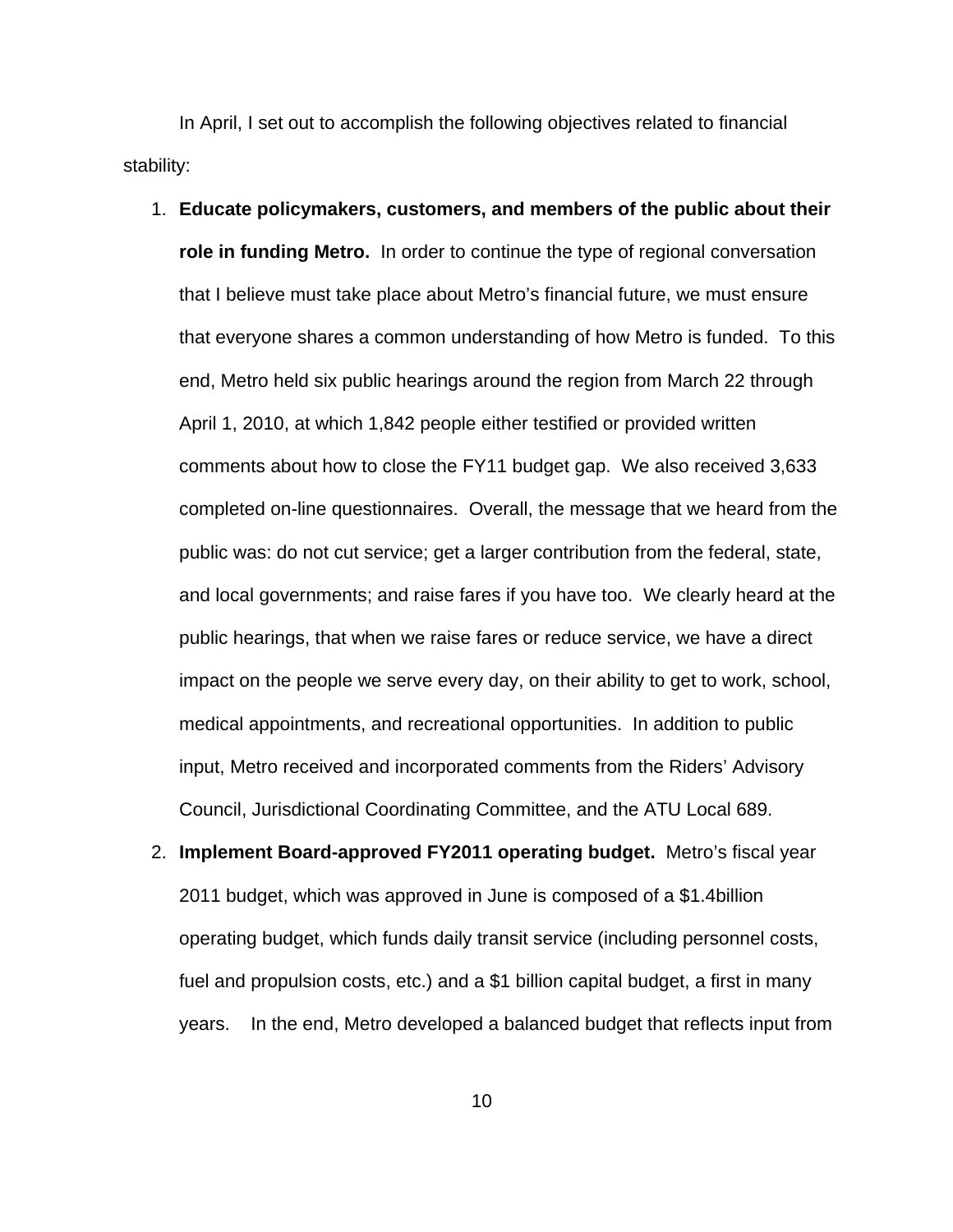In April, I set out to accomplish the following objectives related to financial stability:

1. **Educate policymakers, customers, and members of the public about their role in funding Metro.** In order to continue the type of regional conversation that I believe must take place about Metro's financial future, we must ensure that everyone shares a common understanding of how Metro is funded. To this end, Metro held six public hearings around the region from March 22 through April 1, 2010, at which 1,842 people either testified or provided written comments about how to close the FY11 budget gap. We also received 3,633 completed on-line questionnaires. Overall, the message that we heard from the public was: do not cut service; get a larger contribution from the federal, state, and local governments; and raise fares if you have too. We clearly heard at the public hearings, that when we raise fares or reduce service, we have a direct impact on the people we serve every day, on their ability to get to work, school, medical appointments, and recreational opportunities. In addition to public input, Metro received and incorporated comments from the Riders' Advisory Council, Jurisdictional Coordinating Committee, and the ATU Local 689.
2. **Implement Board-approved FY2011 operating budget.** Metro's fiscal year 2011 budget, which was approved in June is composed of a $1.4billion operating budget, which funds daily transit service (including personnel costs, fuel and propulsion costs, etc.) and a $1 billion capital budget, a first in many years. In the end, Metro developed a balanced budget that reflects input from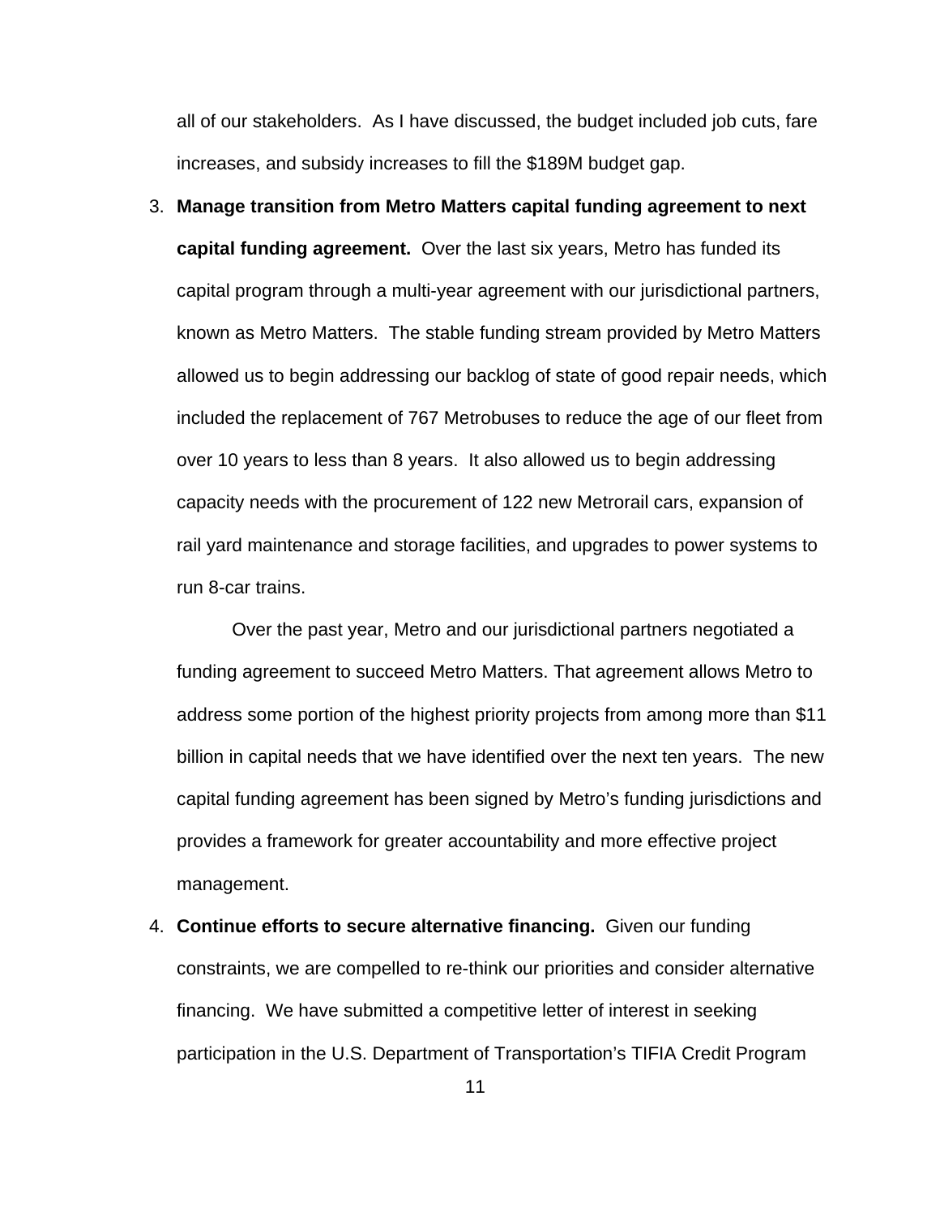all of our stakeholders. As I have discussed, the budget included job cuts, fare increases, and subsidy increases to fill the $189M budget gap.

3. **Manage transition from Metro Matters capital funding agreement to next capital funding agreement.** Over the last six years, Metro has funded its capital program through a multi-year agreement with our jurisdictional partners, known as Metro Matters. The stable funding stream provided by Metro Matters allowed us to begin addressing our backlog of state of good repair needs, which included the replacement of 767 Metrobuses to reduce the age of our fleet from over 10 years to less than 8 years. It also allowed us to begin addressing capacity needs with the procurement of 122 new Metrorail cars, expansion of rail yard maintenance and storage facilities, and upgrades to power systems to run 8-car trains.

   Over the past year, Metro and our jurisdictional partners negotiated a funding agreement to succeed Metro Matters. That agreement allows Metro to address some portion of the highest priority projects from among more than $11 billion in capital needs that we have identified over the next ten years. The new capital funding agreement has been signed by Metro's funding jurisdictions and provides a framework for greater accountability and more effective project management.

4. **Continue efforts to secure alternative financing.** Given our funding constraints, we are compelled to re-think our priorities and consider alternative financing. We have submitted a competitive letter of interest in seeking participation in the U.S. Department of Transportation's TIFIA Credit Program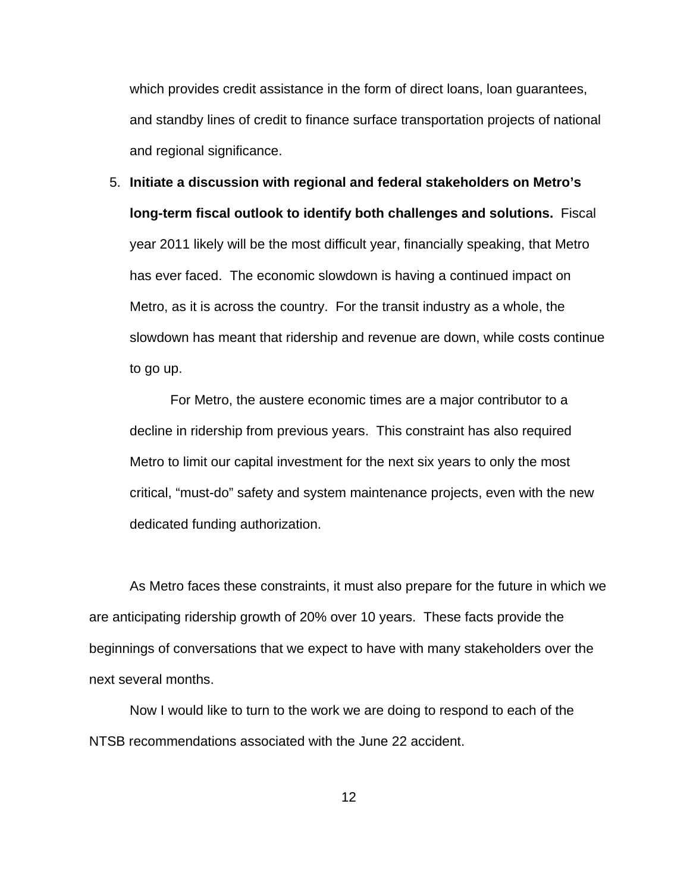which provides credit assistance in the form of direct loans, loan guarantees, and standby lines of credit to finance surface transportation projects of national and regional significance.

5. **Initiate a discussion with regional and federal stakeholders on Metro's long-term fiscal outlook to identify both challenges and solutions.** Fiscal year 2011 likely will be the most difficult year, financially speaking, that Metro has ever faced. The economic slowdown is having a continued impact on Metro, as it is across the country. For the transit industry as a whole, the slowdown has meant that ridership and revenue are down, while costs continue to go up.

   For Metro, the austere economic times are a major contributor to a decline in ridership from previous years. This constraint has also required Metro to limit our capital investment for the next six years to only the most critical, "must-do" safety and system maintenance projects, even with the new dedicated funding authorization.

As Metro faces these constraints, it must also prepare for the future in which we are anticipating ridership growth of 20% over 10 years. These facts provide the beginnings of conversations that we expect to have with many stakeholders over the next several months.

Now I would like to turn to the work we are doing to respond to each of the NTSB recommendations associated with the June 22 accident.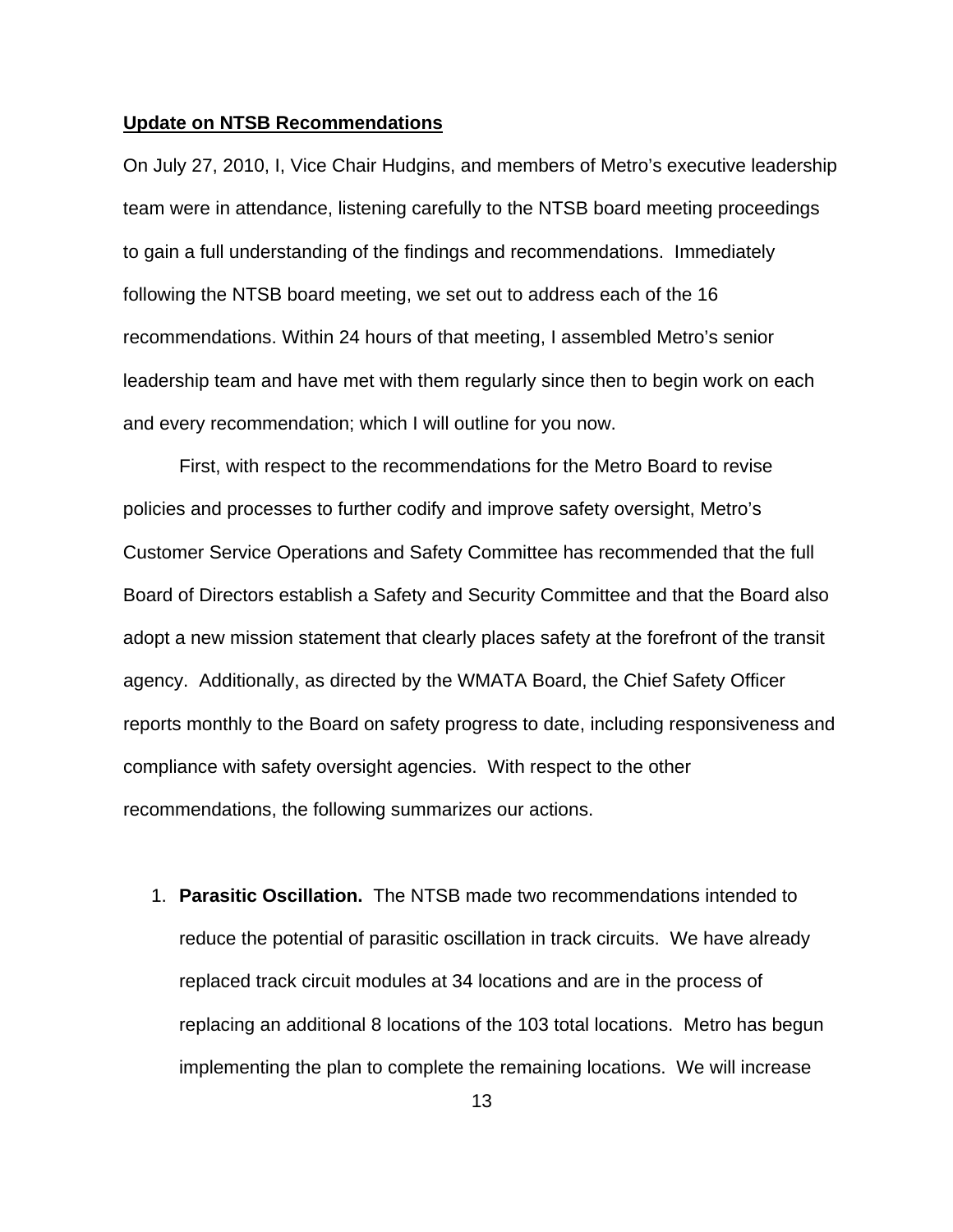**Update on NTSB Recommendations**

On July 27, 2010, I, Vice Chair Hudgins, and members of Metro's executive leadership team were in attendance, listening carefully to the NTSB board meeting proceedings to gain a full understanding of the findings and recommendations. Immediately following the NTSB board meeting, we set out to address each of the 16 recommendations. Within 24 hours of that meeting, I assembled Metro's senior leadership team and have met with them regularly since then to begin work on each and every recommendation; which I will outline for you now.

First, with respect to the recommendations for the Metro Board to revise policies and processes to further codify and improve safety oversight, Metro's Customer Service Operations and Safety Committee has recommended that the full Board of Directors establish a Safety and Security Committee and that the Board also adopt a new mission statement that clearly places safety at the forefront of the transit agency. Additionally, as directed by the WMATA Board, the Chief Safety Officer reports monthly to the Board on safety progress to date, including responsiveness and compliance with safety oversight agencies. With respect to the other recommendations, the following summarizes our actions.

1. **Parasitic Oscillation.** The NTSB made two recommendations intended to reduce the potential of parasitic oscillation in track circuits. We have already replaced track circuit modules at 34 locations and are in the process of replacing an additional 8 locations of the 103 total locations. Metro has begun implementing the plan to complete the remaining locations. We will increase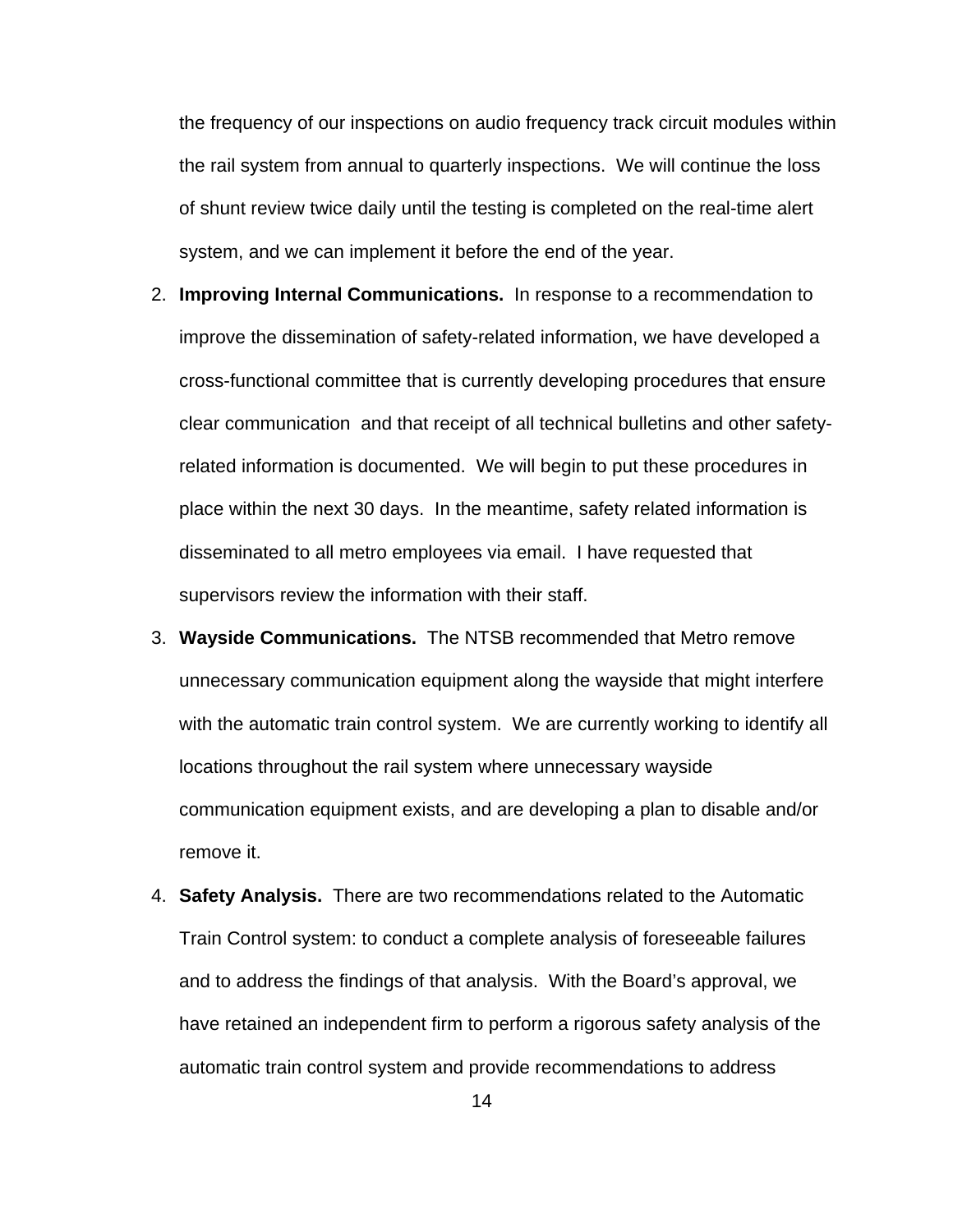the frequency of our inspections on audio frequency track circuit modules within the rail system from annual to quarterly inspections. We will continue the loss of shunt review twice daily until the testing is completed on the real-time alert system, and we can implement it before the end of the year.

2. **Improving Internal Communications.** In response to a recommendation to improve the dissemination of safety-related information, we have developed a cross-functional committee that is currently developing procedures that ensure clear communication and that receipt of all technical bulletins and other safety-related information is documented. We will begin to put these procedures in place within the next 30 days. In the meantime, safety related information is disseminated to all metro employees via email. I have requested that supervisors review the information with their staff.
3. **Wayside Communications.** The NTSB recommended that Metro remove unnecessary communication equipment along the wayside that might interfere with the automatic train control system. We are currently working to identify all locations throughout the rail system where unnecessary wayside communication equipment exists, and are developing a plan to disable and/or remove it.
4. **Safety Analysis.** There are two recommendations related to the Automatic Train Control system: to conduct a complete analysis of foreseeable failures and to address the findings of that analysis. With the Board's approval, we have retained an independent firm to perform a rigorous safety analysis of the automatic train control system and provide recommendations to address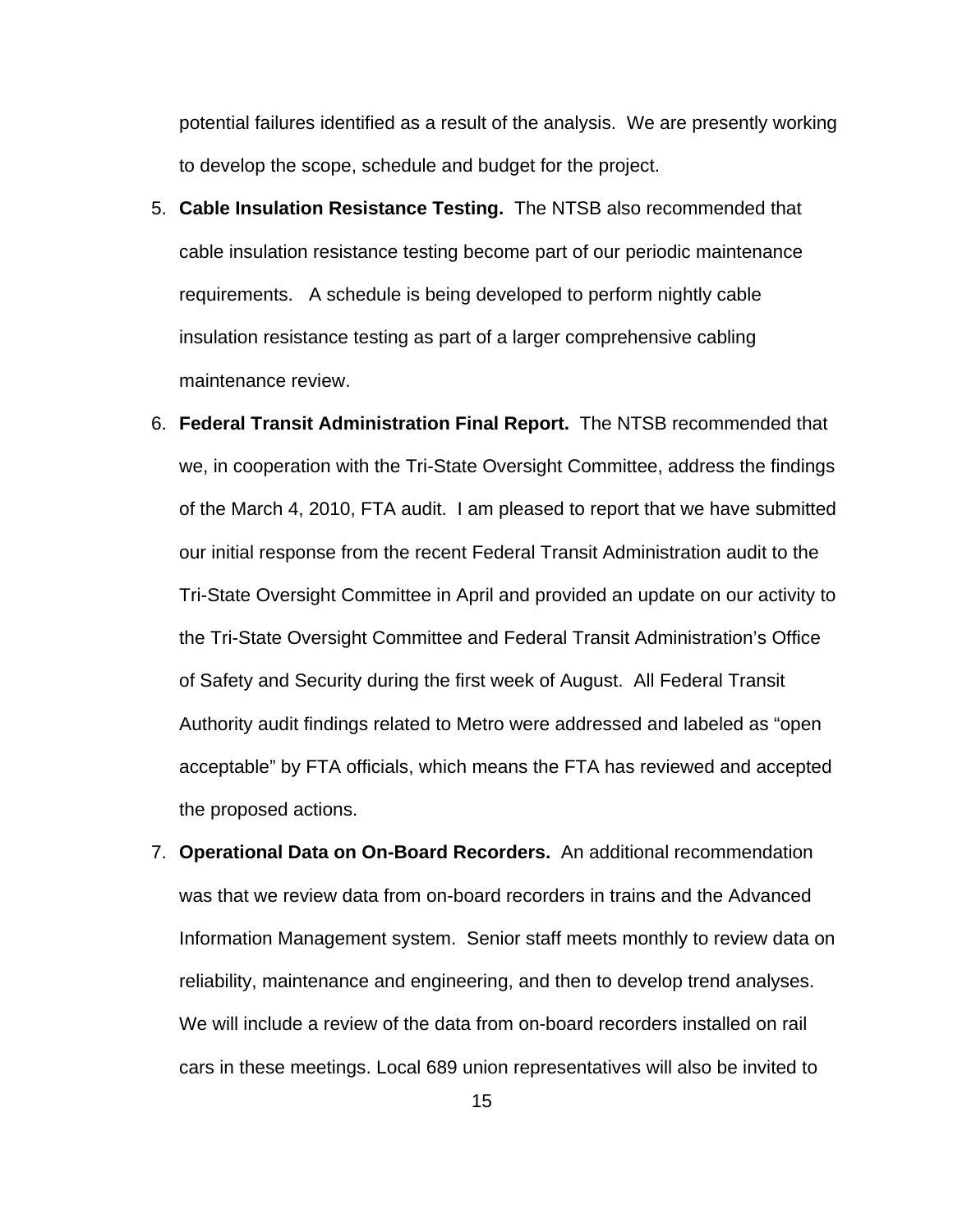potential failures identified as a result of the analysis. We are presently working to develop the scope, schedule and budget for the project.

5. **Cable Insulation Resistance Testing.** The NTSB also recommended that cable insulation resistance testing become part of our periodic maintenance requirements. A schedule is being developed to perform nightly cable insulation resistance testing as part of a larger comprehensive cabling maintenance review.

6. **Federal Transit Administration Final Report.** The NTSB recommended that we, in cooperation with the Tri-State Oversight Committee, address the findings of the March 4, 2010, FTA audit. I am pleased to report that we have submitted our initial response from the recent Federal Transit Administration audit to the Tri-State Oversight Committee in April and provided an update on our activity to the Tri-State Oversight Committee and Federal Transit Administration's Office of Safety and Security during the first week of August. All Federal Transit Authority audit findings related to Metro were addressed and labeled as "open acceptable" by FTA officials, which means the FTA has reviewed and accepted the proposed actions.

7. **Operational Data on On-Board Recorders.** An additional recommendation was that we review data from on-board recorders in trains and the Advanced Information Management system. Senior staff meets monthly to review data on reliability, maintenance and engineering, and then to develop trend analyses. We will include a review of the data from on-board recorders installed on rail cars in these meetings. Local 689 union representatives will also be invited to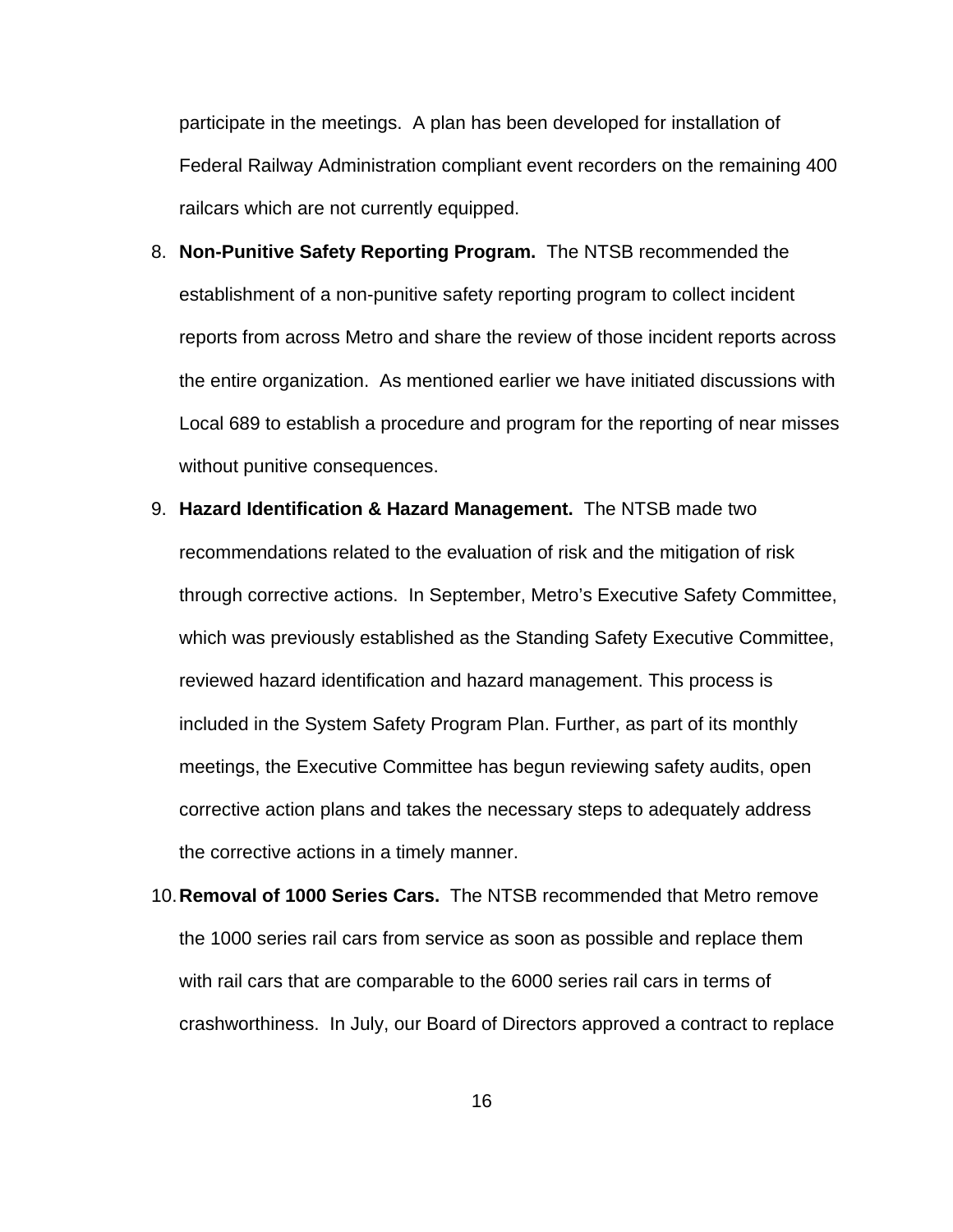participate in the meetings. A plan has been developed for installation of Federal Railway Administration compliant event recorders on the remaining 400 railcars which are not currently equipped.

8. **Non-Punitive Safety Reporting Program.** The NTSB recommended the establishment of a non-punitive safety reporting program to collect incident reports from across Metro and share the review of those incident reports across the entire organization. As mentioned earlier we have initiated discussions with Local 689 to establish a procedure and program for the reporting of near misses without punitive consequences.

9. **Hazard Identification & Hazard Management.** The NTSB made two recommendations related to the evaluation of risk and the mitigation of risk through corrective actions. In September, Metro's Executive Safety Committee, which was previously established as the Standing Safety Executive Committee, reviewed hazard identification and hazard management. This process is included in the System Safety Program Plan. Further, as part of its monthly meetings, the Executive Committee has begun reviewing safety audits, open corrective action plans and takes the necessary steps to adequately address the corrective actions in a timely manner.

10. **Removal of 1000 Series Cars.** The NTSB recommended that Metro remove the 1000 series rail cars from service as soon as possible and replace them with rail cars that are comparable to the 6000 series rail cars in terms of crashworthiness. In July, our Board of Directors approved a contract to replace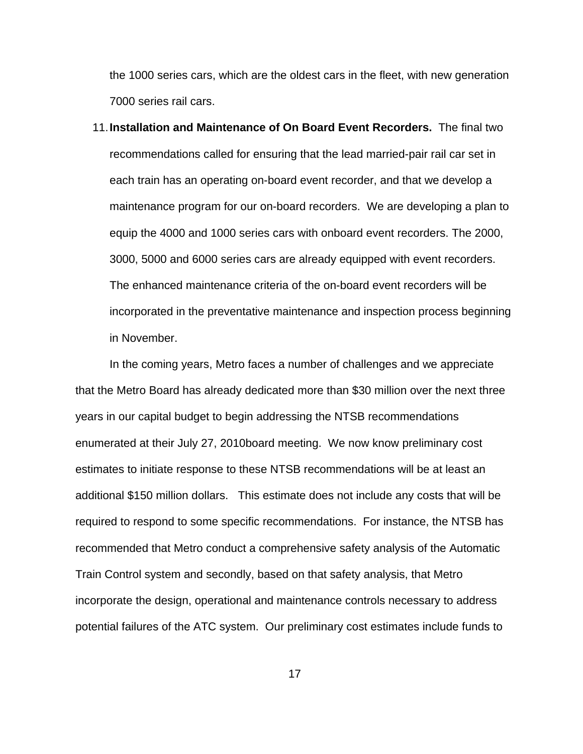the 1000 series cars, which are the oldest cars in the fleet, with new generation 7000 series rail cars.

11. **Installation and Maintenance of On Board Event Recorders.** The final two recommendations called for ensuring that the lead married-pair rail car set in each train has an operating on-board event recorder, and that we develop a maintenance program for our on-board recorders. We are developing a plan to equip the 4000 and 1000 series cars with onboard event recorders. The 2000, 3000, 5000 and 6000 series cars are already equipped with event recorders. The enhanced maintenance criteria of the on-board event recorders will be incorporated in the preventative maintenance and inspection process beginning in November.

In the coming years, Metro faces a number of challenges and we appreciate that the Metro Board has already dedicated more than $30 million over the next three years in our capital budget to begin addressing the NTSB recommendations enumerated at their July 27, 2010board meeting. We now know preliminary cost estimates to initiate response to these NTSB recommendations will be at least an additional $150 million dollars. This estimate does not include any costs that will be required to respond to some specific recommendations. For instance, the NTSB has recommended that Metro conduct a comprehensive safety analysis of the Automatic Train Control system and secondly, based on that safety analysis, that Metro incorporate the design, operational and maintenance controls necessary to address potential failures of the ATC system. Our preliminary cost estimates include funds to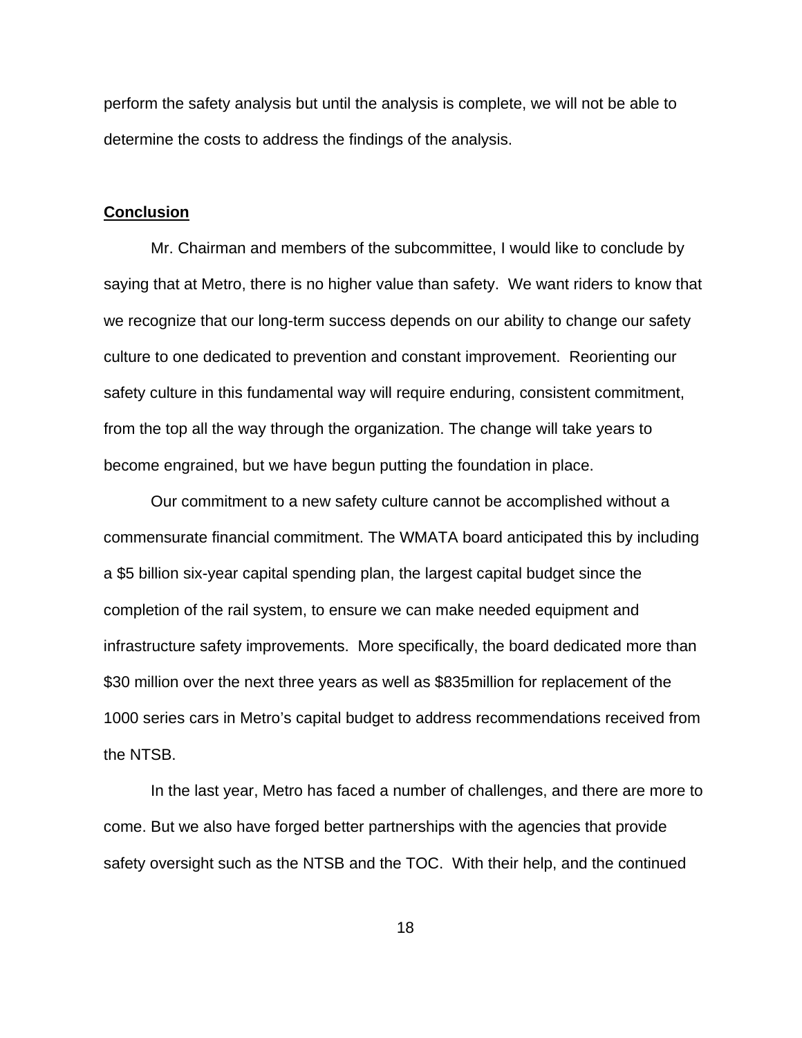perform the safety analysis but until the analysis is complete, we will not be able to determine the costs to address the findings of the analysis.

**Conclusion**

Mr. Chairman and members of the subcommittee, I would like to conclude by saying that at Metro, there is no higher value than safety. We want riders to know that we recognize that our long-term success depends on our ability to change our safety culture to one dedicated to prevention and constant improvement. Reorienting our safety culture in this fundamental way will require enduring, consistent commitment, from the top all the way through the organization. The change will take years to become engrained, but we have begun putting the foundation in place.

Our commitment to a new safety culture cannot be accomplished without a commensurate financial commitment. The WMATA board anticipated this by including a $5 billion six-year capital spending plan, the largest capital budget since the completion of the rail system, to ensure we can make needed equipment and infrastructure safety improvements. More specifically, the board dedicated more than $30 million over the next three years as well as $835million for replacement of the 1000 series cars in Metro's capital budget to address recommendations received from the NTSB.

In the last year, Metro has faced a number of challenges, and there are more to come. But we also have forged better partnerships with the agencies that provide safety oversight such as the NTSB and the TOC. With their help, and the continued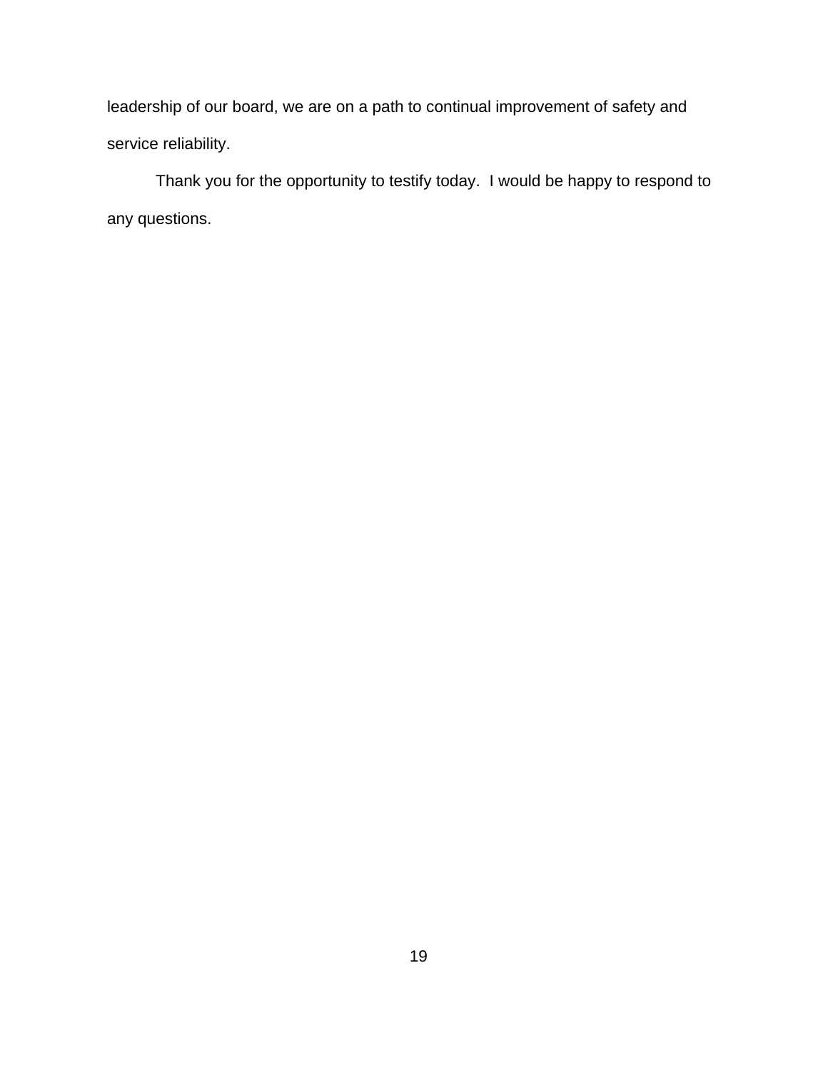leadership of our board, we are on a path to continual improvement of safety and service reliability.

Thank you for the opportunity to testify today. I would be happy to respond to any questions.